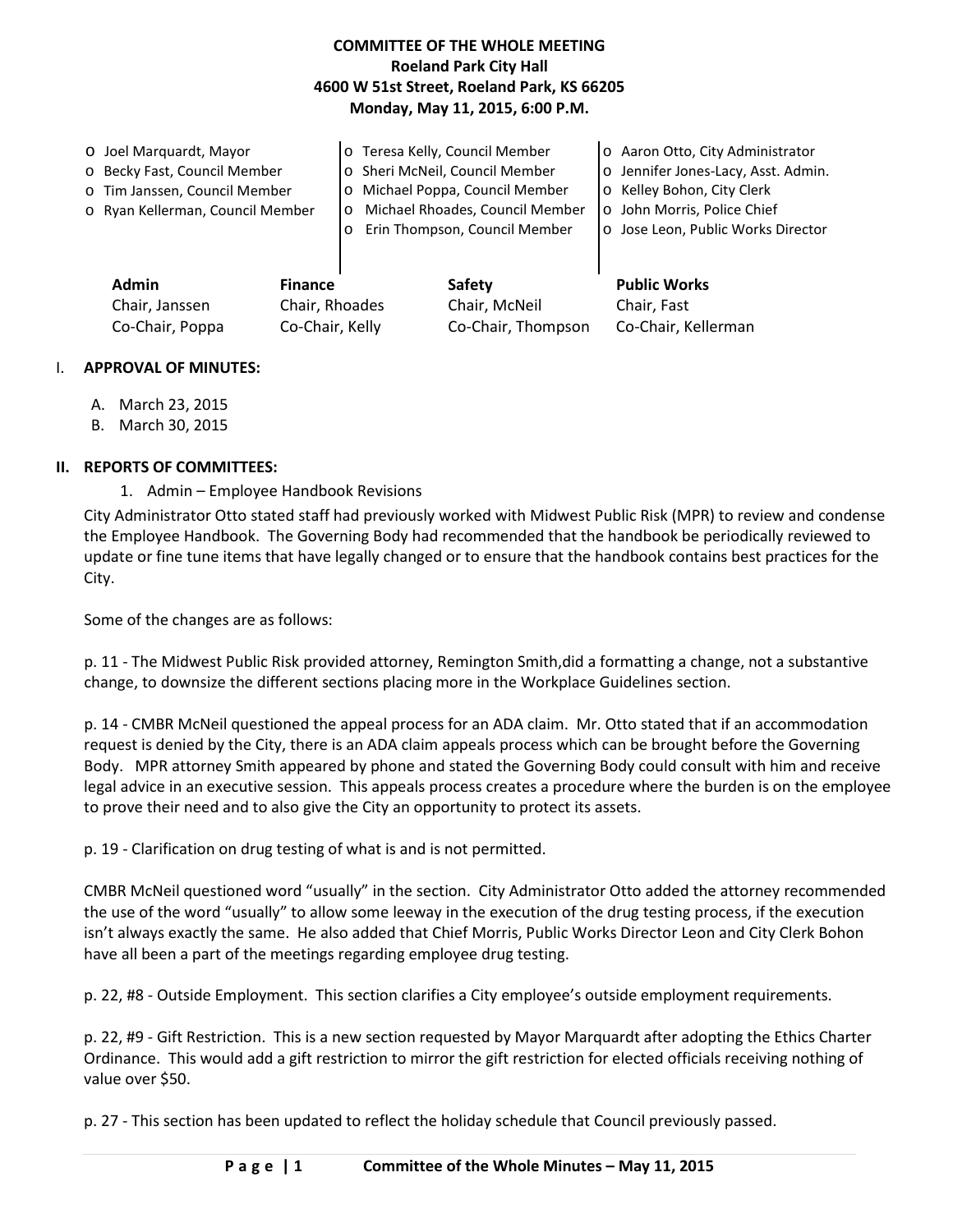**COMMITTEE OF THE WHOLE MEETING**
**Roeland Park City Hall**
**4600 W 51st Street, Roeland Park, KS 66205**
**Monday, May 11, 2015, 6:00 P.M.**

- Joel Marquardt, Mayor
- Becky Fast, Council Member
- Tim Janssen, Council Member
- Ryan Kellerman, Council Member
- Teresa Kelly, Council Member
- Sheri McNeil, Council Member
- Michael Poppa, Council Member
- Michael Rhoades, Council Member
- Erin Thompson, Council Member
- Aaron Otto, City Administrator
- Jennifer Jones-Lacy, Asst. Admin.
- Kelley Bohon, City Clerk
- John Morris, Police Chief
- Jose Leon, Public Works Director

| **Admin** | **Finance** | **Safety** | **Public Works** |
|---|---|---|---|
| Chair, Janssen | Chair, Rhoades | Chair, McNeil | Chair, Fast |
| Co-Chair, Poppa | Co-Chair, Kelly | Co-Chair, Thompson | Co-Chair, Kellerman |

## I. APPROVAL OF MINUTES:

A. March 23, 2015
B. March 30, 2015

## II. REPORTS OF COMMITTEES:

1. Admin – Employee Handbook Revisions

City Administrator Otto stated staff had previously worked with Midwest Public Risk (MPR) to review and condense the Employee Handbook. The Governing Body had recommended that the handbook be periodically reviewed to update or fine tune items that have legally changed or to ensure that the handbook contains best practices for the City.

Some of the changes are as follows:

p. 11 - The Midwest Public Risk provided attorney, Remington Smith,did a formatting a change, not a substantive change, to downsize the different sections placing more in the Workplace Guidelines section.

p. 14 - CMBR McNeil questioned the appeal process for an ADA claim. Mr. Otto stated that if an accommodation request is denied by the City, there is an ADA claim appeals process which can be brought before the Governing Body. MPR attorney Smith appeared by phone and stated the Governing Body could consult with him and receive legal advice in an executive session. This appeals process creates a procedure where the burden is on the employee to prove their need and to also give the City an opportunity to protect its assets.

p. 19 - Clarification on drug testing of what is and is not permitted.

CMBR McNeil questioned word "usually" in the section. City Administrator Otto added the attorney recommended the use of the word "usually" to allow some leeway in the execution of the drug testing process, if the execution isn't always exactly the same. He also added that Chief Morris, Public Works Director Leon and City Clerk Bohon have all been a part of the meetings regarding employee drug testing.

p. 22, #8 - Outside Employment. This section clarifies a City employee's outside employment requirements.

p. 22, #9 - Gift Restriction. This is a new section requested by Mayor Marquardt after adopting the Ethics Charter Ordinance. This would add a gift restriction to mirror the gift restriction for elected officials receiving nothing of value over $50.

p. 27 - This section has been updated to reflect the holiday schedule that Council previously passed.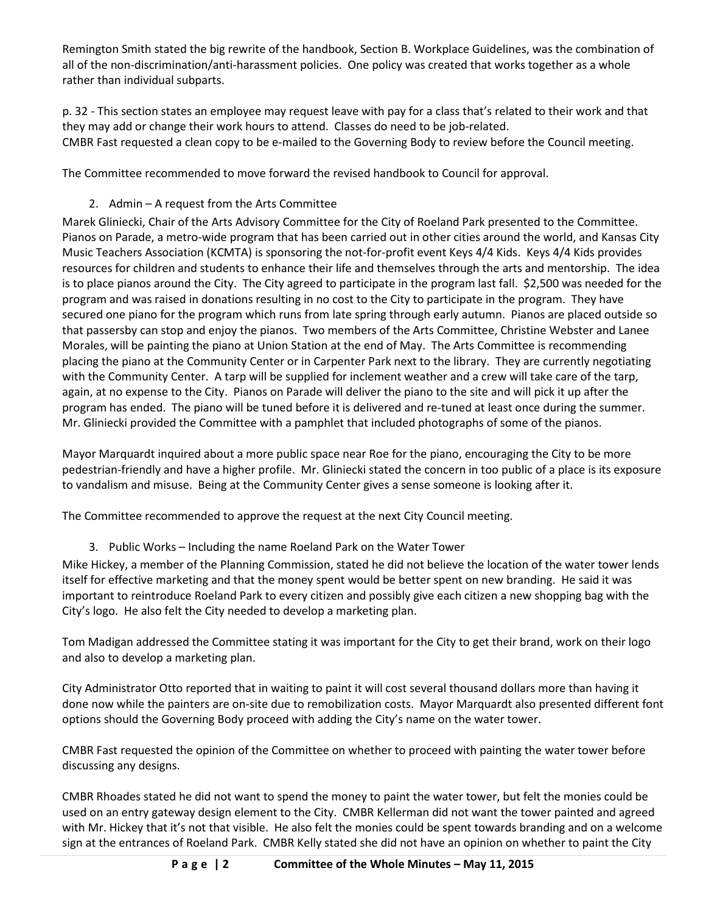Remington Smith stated the big rewrite of the handbook, Section B. Workplace Guidelines, was the combination of all of the non-discrimination/anti-harassment policies. One policy was created that works together as a whole rather than individual subparts.

p. 32 - This section states an employee may request leave with pay for a class that's related to their work and that they may add or change their work hours to attend. Classes do need to be job-related.
CMBR Fast requested a clean copy to be e-mailed to the Governing Body to review before the Council meeting.

The Committee recommended to move forward the revised handbook to Council for approval.

2. Admin – A request from the Arts Committee

Marek Gliniecki, Chair of the Arts Advisory Committee for the City of Roeland Park presented to the Committee. Pianos on Parade, a metro-wide program that has been carried out in other cities around the world, and Kansas City Music Teachers Association (KCMTA) is sponsoring the not-for-profit event Keys 4/4 Kids. Keys 4/4 Kids provides resources for children and students to enhance their life and themselves through the arts and mentorship. The idea is to place pianos around the City. The City agreed to participate in the program last fall. $2,500 was needed for the program and was raised in donations resulting in no cost to the City to participate in the program. They have secured one piano for the program which runs from late spring through early autumn. Pianos are placed outside so that passersby can stop and enjoy the pianos. Two members of the Arts Committee, Christine Webster and Lanee Morales, will be painting the piano at Union Station at the end of May. The Arts Committee is recommending placing the piano at the Community Center or in Carpenter Park next to the library. They are currently negotiating with the Community Center. A tarp will be supplied for inclement weather and a crew will take care of the tarp, again, at no expense to the City. Pianos on Parade will deliver the piano to the site and will pick it up after the program has ended. The piano will be tuned before it is delivered and re-tuned at least once during the summer. Mr. Gliniecki provided the Committee with a pamphlet that included photographs of some of the pianos.

Mayor Marquardt inquired about a more public space near Roe for the piano, encouraging the City to be more pedestrian-friendly and have a higher profile. Mr. Gliniecki stated the concern in too public of a place is its exposure to vandalism and misuse. Being at the Community Center gives a sense someone is looking after it.

The Committee recommended to approve the request at the next City Council meeting.

3. Public Works – Including the name Roeland Park on the Water Tower

Mike Hickey, a member of the Planning Commission, stated he did not believe the location of the water tower lends itself for effective marketing and that the money spent would be better spent on new branding. He said it was important to reintroduce Roeland Park to every citizen and possibly give each citizen a new shopping bag with the City's logo. He also felt the City needed to develop a marketing plan.

Tom Madigan addressed the Committee stating it was important for the City to get their brand, work on their logo and also to develop a marketing plan.

City Administrator Otto reported that in waiting to paint it will cost several thousand dollars more than having it done now while the painters are on-site due to remobilization costs. Mayor Marquardt also presented different font options should the Governing Body proceed with adding the City's name on the water tower.

CMBR Fast requested the opinion of the Committee on whether to proceed with painting the water tower before discussing any designs.

CMBR Rhoades stated he did not want to spend the money to paint the water tower, but felt the monies could be used on an entry gateway design element to the City. CMBR Kellerman did not want the tower painted and agreed with Mr. Hickey that it's not that visible. He also felt the monies could be spent towards branding and on a welcome sign at the entrances of Roeland Park. CMBR Kelly stated she did not have an opinion on whether to paint the City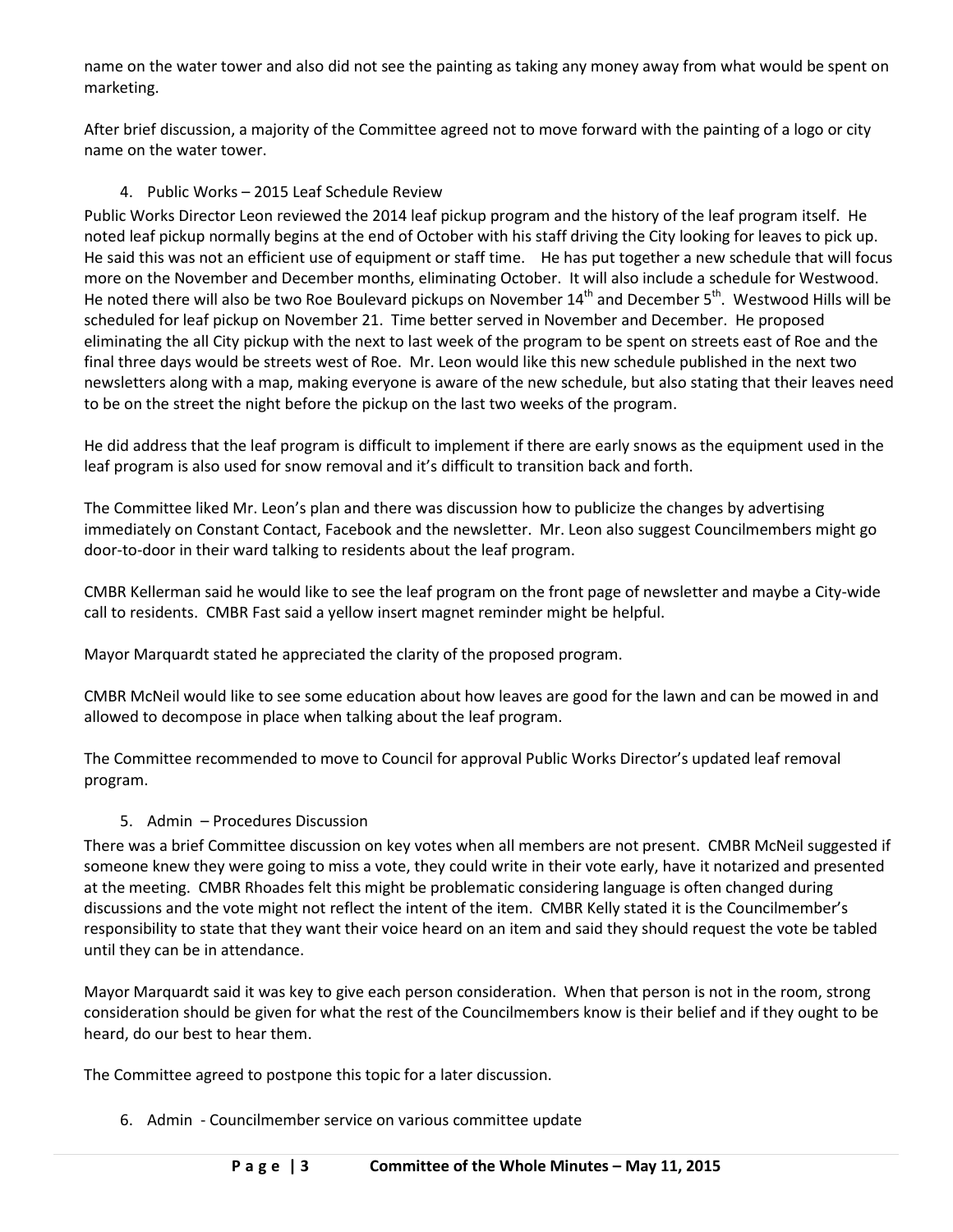name on the water tower and also did not see the painting as taking any money away from what would be spent on marketing.

After brief discussion, a majority of the Committee agreed not to move forward with the painting of a logo or city name on the water tower.

4. Public Works – 2015 Leaf Schedule Review

Public Works Director Leon reviewed the 2014 leaf pickup program and the history of the leaf program itself. He noted leaf pickup normally begins at the end of October with his staff driving the City looking for leaves to pick up. He said this was not an efficient use of equipment or staff time. He has put together a new schedule that will focus more on the November and December months, eliminating October. It will also include a schedule for Westwood. He noted there will also be two Roe Boulevard pickups on November 14th and December 5th. Westwood Hills will be scheduled for leaf pickup on November 21. Time better served in November and December. He proposed eliminating the all City pickup with the next to last week of the program to be spent on streets east of Roe and the final three days would be streets west of Roe. Mr. Leon would like this new schedule published in the next two newsletters along with a map, making everyone is aware of the new schedule, but also stating that their leaves need to be on the street the night before the pickup on the last two weeks of the program.

He did address that the leaf program is difficult to implement if there are early snows as the equipment used in the leaf program is also used for snow removal and it's difficult to transition back and forth.

The Committee liked Mr. Leon's plan and there was discussion how to publicize the changes by advertising immediately on Constant Contact, Facebook and the newsletter. Mr. Leon also suggest Councilmembers might go door-to-door in their ward talking to residents about the leaf program.

CMBR Kellerman said he would like to see the leaf program on the front page of newsletter and maybe a City-wide call to residents. CMBR Fast said a yellow insert magnet reminder might be helpful.

Mayor Marquardt stated he appreciated the clarity of the proposed program.

CMBR McNeil would like to see some education about how leaves are good for the lawn and can be mowed in and allowed to decompose in place when talking about the leaf program.

The Committee recommended to move to Council for approval Public Works Director's updated leaf removal program.

5. Admin – Procedures Discussion

There was a brief Committee discussion on key votes when all members are not present. CMBR McNeil suggested if someone knew they were going to miss a vote, they could write in their vote early, have it notarized and presented at the meeting. CMBR Rhoades felt this might be problematic considering language is often changed during discussions and the vote might not reflect the intent of the item. CMBR Kelly stated it is the Councilmember's responsibility to state that they want their voice heard on an item and said they should request the vote be tabled until they can be in attendance.

Mayor Marquardt said it was key to give each person consideration. When that person is not in the room, strong consideration should be given for what the rest of the Councilmembers know is their belief and if they ought to be heard, do our best to hear them.

The Committee agreed to postpone this topic for a later discussion.

6. Admin - Councilmember service on various committee update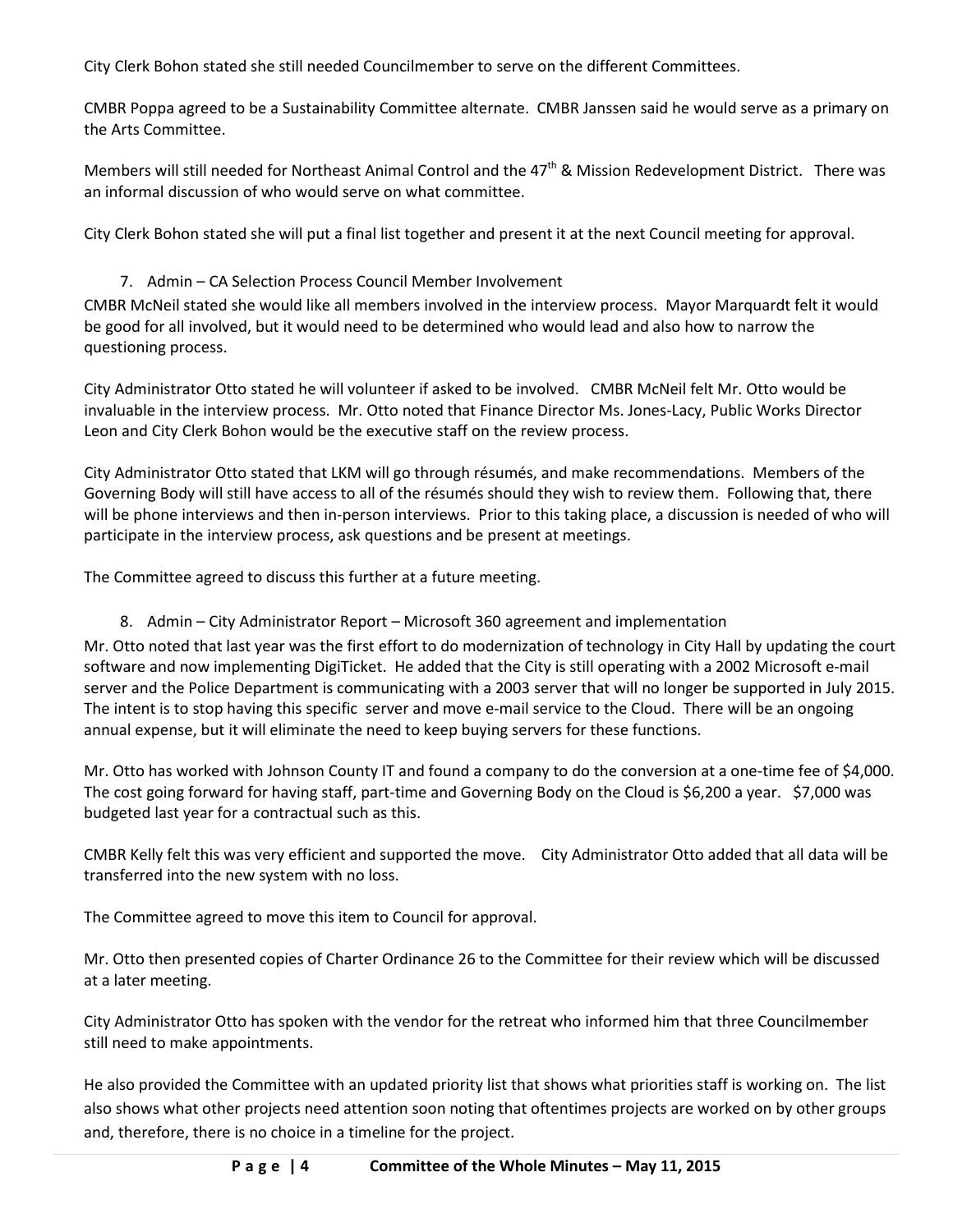City Clerk Bohon stated she still needed Councilmember to serve on the different Committees.

CMBR Poppa agreed to be a Sustainability Committee alternate. CMBR Janssen said he would serve as a primary on the Arts Committee.

Members will still needed for Northeast Animal Control and the 47th & Mission Redevelopment District. There was an informal discussion of who would serve on what committee.

City Clerk Bohon stated she will put a final list together and present it at the next Council meeting for approval.

7. Admin – CA Selection Process Council Member Involvement

CMBR McNeil stated she would like all members involved in the interview process. Mayor Marquardt felt it would be good for all involved, but it would need to be determined who would lead and also how to narrow the questioning process.

City Administrator Otto stated he will volunteer if asked to be involved. CMBR McNeil felt Mr. Otto would be invaluable in the interview process. Mr. Otto noted that Finance Director Ms. Jones-Lacy, Public Works Director Leon and City Clerk Bohon would be the executive staff on the review process.

City Administrator Otto stated that LKM will go through résumés, and make recommendations. Members of the Governing Body will still have access to all of the résumés should they wish to review them. Following that, there will be phone interviews and then in-person interviews. Prior to this taking place, a discussion is needed of who will participate in the interview process, ask questions and be present at meetings.

The Committee agreed to discuss this further at a future meeting.

8. Admin – City Administrator Report – Microsoft 360 agreement and implementation

Mr. Otto noted that last year was the first effort to do modernization of technology in City Hall by updating the court software and now implementing DigiTicket. He added that the City is still operating with a 2002 Microsoft e-mail server and the Police Department is communicating with a 2003 server that will no longer be supported in July 2015. The intent is to stop having this specific server and move e-mail service to the Cloud. There will be an ongoing annual expense, but it will eliminate the need to keep buying servers for these functions.

Mr. Otto has worked with Johnson County IT and found a company to do the conversion at a one-time fee of $4,000. The cost going forward for having staff, part-time and Governing Body on the Cloud is $6,200 a year. $7,000 was budgeted last year for a contractual such as this.

CMBR Kelly felt this was very efficient and supported the move. City Administrator Otto added that all data will be transferred into the new system with no loss.

The Committee agreed to move this item to Council for approval.

Mr. Otto then presented copies of Charter Ordinance 26 to the Committee for their review which will be discussed at a later meeting.

City Administrator Otto has spoken with the vendor for the retreat who informed him that three Councilmember still need to make appointments.

He also provided the Committee with an updated priority list that shows what priorities staff is working on. The list also shows what other projects need attention soon noting that oftentimes projects are worked on by other groups and, therefore, there is no choice in a timeline for the project.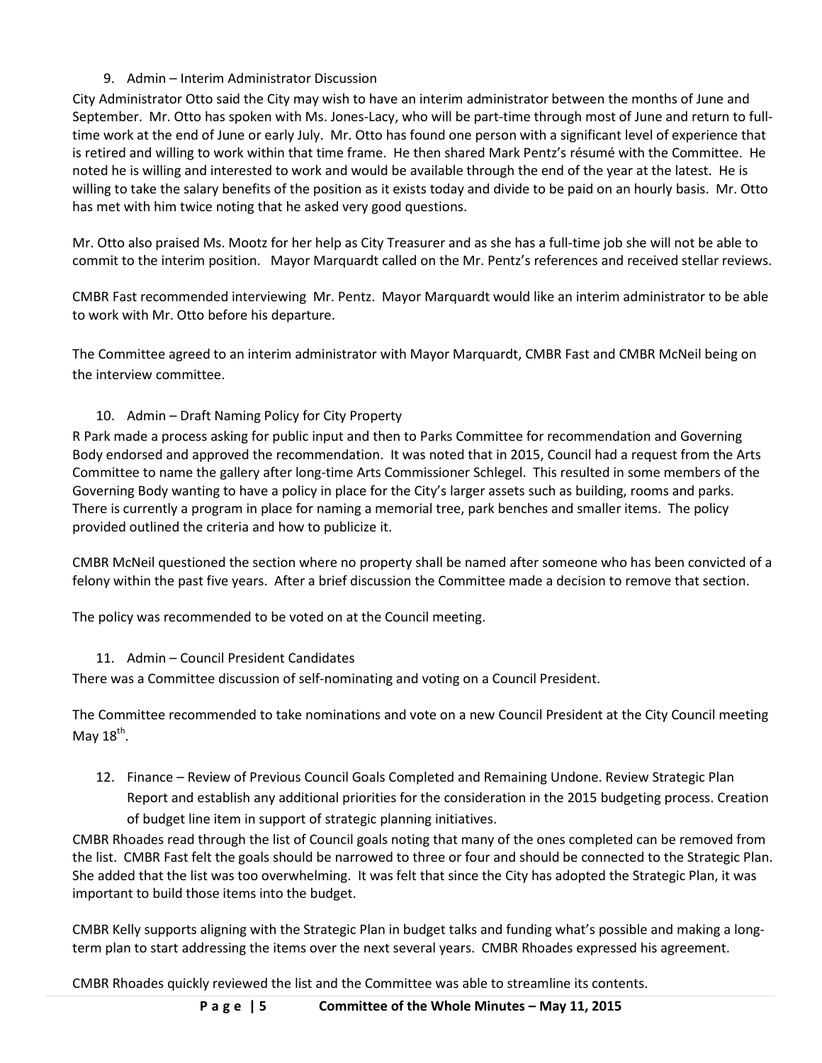9. Admin – Interim Administrator Discussion

City Administrator Otto said the City may wish to have an interim administrator between the months of June and September. Mr. Otto has spoken with Ms. Jones-Lacy, who will be part-time through most of June and return to full-time work at the end of June or early July. Mr. Otto has found one person with a significant level of experience that is retired and willing to work within that time frame. He then shared Mark Pentz's résumé with the Committee. He noted he is willing and interested to work and would be available through the end of the year at the latest. He is willing to take the salary benefits of the position as it exists today and divide to be paid on an hourly basis. Mr. Otto has met with him twice noting that he asked very good questions.

Mr. Otto also praised Ms. Mootz for her help as City Treasurer and as she has a full-time job she will not be able to commit to the interim position. Mayor Marquardt called on the Mr. Pentz's references and received stellar reviews.

CMBR Fast recommended interviewing Mr. Pentz. Mayor Marquardt would like an interim administrator to be able to work with Mr. Otto before his departure.

The Committee agreed to an interim administrator with Mayor Marquardt, CMBR Fast and CMBR McNeil being on the interview committee.

10. Admin – Draft Naming Policy for City Property

R Park made a process asking for public input and then to Parks Committee for recommendation and Governing Body endorsed and approved the recommendation. It was noted that in 2015, Council had a request from the Arts Committee to name the gallery after long-time Arts Commissioner Schlegel. This resulted in some members of the Governing Body wanting to have a policy in place for the City's larger assets such as building, rooms and parks. There is currently a program in place for naming a memorial tree, park benches and smaller items. The policy provided outlined the criteria and how to publicize it.

CMBR McNeil questioned the section where no property shall be named after someone who has been convicted of a felony within the past five years. After a brief discussion the Committee made a decision to remove that section.

The policy was recommended to be voted on at the Council meeting.

11. Admin – Council President Candidates

There was a Committee discussion of self-nominating and voting on a Council President.

The Committee recommended to take nominations and vote on a new Council President at the City Council meeting May 18th.

12. Finance – Review of Previous Council Goals Completed and Remaining Undone. Review Strategic Plan Report and establish any additional priorities for the consideration in the 2015 budgeting process. Creation of budget line item in support of strategic planning initiatives.

CMBR Rhoades read through the list of Council goals noting that many of the ones completed can be removed from the list. CMBR Fast felt the goals should be narrowed to three or four and should be connected to the Strategic Plan. She added that the list was too overwhelming. It was felt that since the City has adopted the Strategic Plan, it was important to build those items into the budget.

CMBR Kelly supports aligning with the Strategic Plan in budget talks and funding what's possible and making a long-term plan to start addressing the items over the next several years. CMBR Rhoades expressed his agreement.

CMBR Rhoades quickly reviewed the list and the Committee was able to streamline its contents.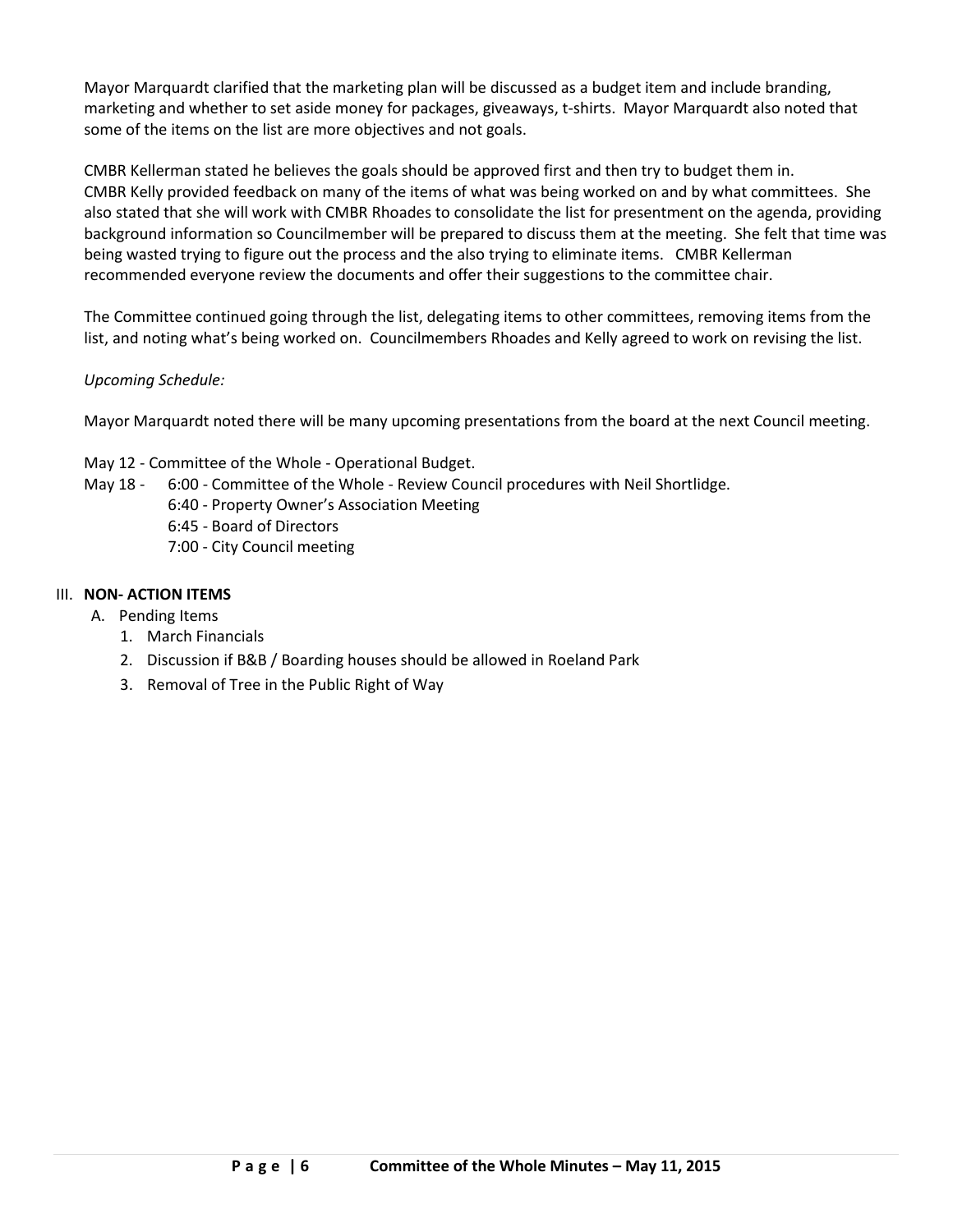Mayor Marquardt clarified that the marketing plan will be discussed as a budget item and include branding, marketing and whether to set aside money for packages, giveaways, t-shirts. Mayor Marquardt also noted that some of the items on the list are more objectives and not goals.

CMBR Kellerman stated he believes the goals should be approved first and then try to budget them in. CMBR Kelly provided feedback on many of the items of what was being worked on and by what committees. She also stated that she will work with CMBR Rhoades to consolidate the list for presentment on the agenda, providing background information so Councilmember will be prepared to discuss them at the meeting. She felt that time was being wasted trying to figure out the process and the also trying to eliminate items. CMBR Kellerman recommended everyone review the documents and offer their suggestions to the committee chair.

The Committee continued going through the list, delegating items to other committees, removing items from the list, and noting what's being worked on. Councilmembers Rhoades and Kelly agreed to work on revising the list.

*Upcoming Schedule:*

Mayor Marquardt noted there will be many upcoming presentations from the board at the next Council meeting.

May 12 - Committee of the Whole - Operational Budget.

May 18 - 6:00 - Committee of the Whole - Review Council procedures with Neil Shortlidge.
6:40 - Property Owner's Association Meeting
6:45 - Board of Directors
7:00 - City Council meeting

## III. NON- ACTION ITEMS

A. Pending Items
1. March Financials
2. Discussion if B&B / Boarding houses should be allowed in Roeland Park
3. Removal of Tree in the Public Right of Way